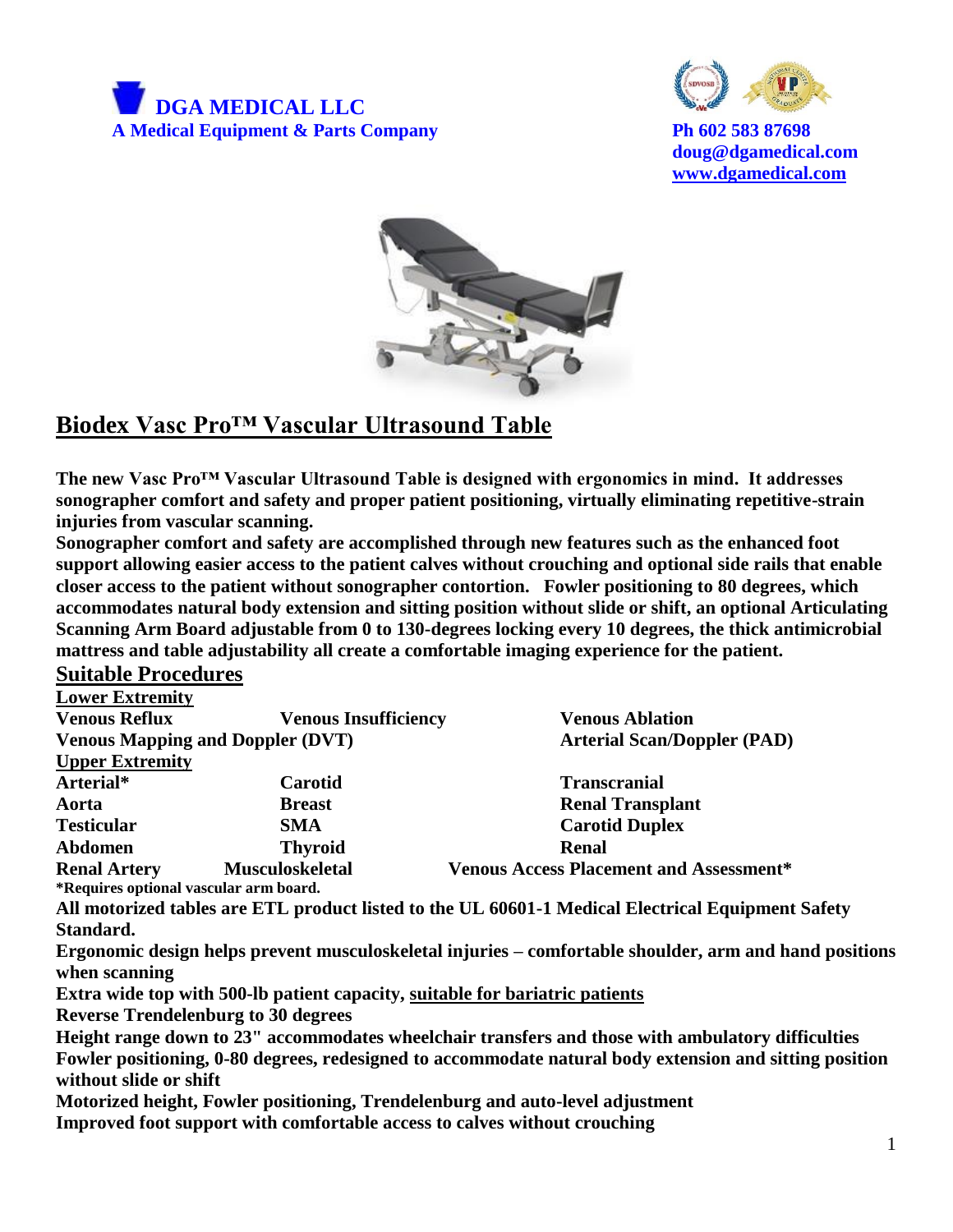**DGA MEDICAL LLC**
**A Medical Equipment & Parts Company**

**Ph 602 583 87698**
**doug@dgamedical.com**
**www.dgamedical.com**

# Biodex Vasc Pro™ Vascular Ultrasound Table

**The new Vasc Pro™ Vascular Ultrasound Table is designed with ergonomics in mind. It addresses sonographer comfort and safety and proper patient positioning, virtually eliminating repetitive-strain injuries from vascular scanning.**

**Sonographer comfort and safety are accomplished through new features such as the enhanced foot support allowing easier access to the patient calves without crouching and optional side rails that enable closer access to the patient without sonographer contortion. Fowler positioning to 80 degrees, which accommodates natural body extension and sitting position without slide or shift, an optional Articulating Scanning Arm Board adjustable from 0 to 130-degrees locking every 10 degrees, the thick antimicrobial mattress and table adjustability all create a comfortable imaging experience for the patient.**

## Suitable Procedures

### Lower Extremity

| | | |
|---|---|---|
| **Venous Reflux** | **Venous Insufficiency** | **Venous Ablation** |
| **Venous Mapping and Doppler (DVT)** | | **Arterial Scan/Doppler (PAD)** |

### Upper Extremity

| | | |
|---|---|---|
| **Arterial*** | **Carotid** | **Transcranial** |
| **Aorta** | **Breast** | **Renal Transplant** |
| **Testicular** | **SMA** | **Carotid Duplex** |
| **Abdomen** | **Thyroid** | **Renal** |
| **Renal Artery** | **Musculoskeletal** | **Venous Access Placement and Assessment*** |

***Requires optional vascular arm board.**

**All motorized tables are ETL product listed to the UL 60601-1 Medical Electrical Equipment Safety Standard.**

**Ergonomic design helps prevent musculoskeletal injuries – comfortable shoulder, arm and hand positions when scanning**

**Extra wide top with 500-lb patient capacity, suitable for bariatric patients**

**Reverse Trendelenburg to 30 degrees**

**Height range down to 23" accommodates wheelchair transfers and those with ambulatory difficulties**

**Fowler positioning, 0-80 degrees, redesigned to accommodate natural body extension and sitting position without slide or shift**

**Motorized height, Fowler positioning, Trendelenburg and auto-level adjustment**

**Improved foot support with comfortable access to calves without crouching**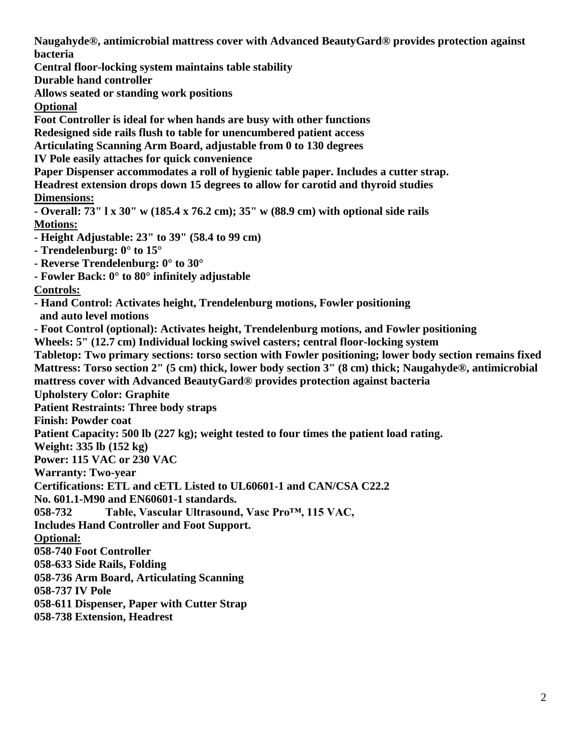**Naugahyde®, antimicrobial mattress cover with Advanced BeautyGard® provides protection against bacteria**

**Central floor-locking system maintains table stability**

**Durable hand controller**

**Allows seated or standing work positions**

**Optional**

**Foot Controller is ideal for when hands are busy with other functions**

**Redesigned side rails flush to table for unencumbered patient access**

**Articulating Scanning Arm Board, adjustable from 0 to 130 degrees**

**IV Pole easily attaches for quick convenience**

**Paper Dispenser accommodates a roll of hygienic table paper. Includes a cutter strap.**

**Headrest extension drops down 15 degrees to allow for carotid and thyroid studies**

**Dimensions:**

**- Overall: 73" l x 30" w (185.4 x 76.2 cm); 35" w (88.9 cm) with optional side rails**

**Motions:**

**- Height Adjustable: 23" to 39" (58.4 to 99 cm)**

**- Trendelenburg: 0° to 15°**

**- Reverse Trendelenburg: 0° to 30°**

**- Fowler Back: 0° to 80° infinitely adjustable**

**Controls:**

**- Hand Control: Activates height, Trendelenburg motions, Fowler positioning and auto level motions**

**- Foot Control (optional): Activates height, Trendelenburg motions, and Fowler positioning**

**Wheels: 5" (12.7 cm) Individual locking swivel casters; central floor-locking system**

**Tabletop: Two primary sections: torso section with Fowler positioning; lower body section remains fixed**

**Mattress: Torso section 2" (5 cm) thick, lower body section 3" (8 cm) thick; Naugahyde®, antimicrobial mattress cover with Advanced BeautyGard® provides protection against bacteria**

**Upholstery Color: Graphite**

**Patient Restraints: Three body straps**

**Finish: Powder coat**

**Patient Capacity: 500 lb (227 kg); weight tested to four times the patient load rating.**

**Weight: 335 lb (152 kg)**

**Power: 115 VAC or 230 VAC**

**Warranty: Two-year**

**Certifications: ETL and cETL Listed to UL60601-1 and CAN/CSA C22.2 No. 601.1-M90 and EN60601-1 standards.**

**058-732 Table, Vascular Ultrasound, Vasc Pro™, 115 VAC, Includes Hand Controller and Foot Support.**

**Optional:**

**058-740 Foot Controller**

**058-633 Side Rails, Folding**

**058-736 Arm Board, Articulating Scanning**

**058-737 IV Pole**

**058-611 Dispenser, Paper with Cutter Strap**

**058-738 Extension, Headrest**